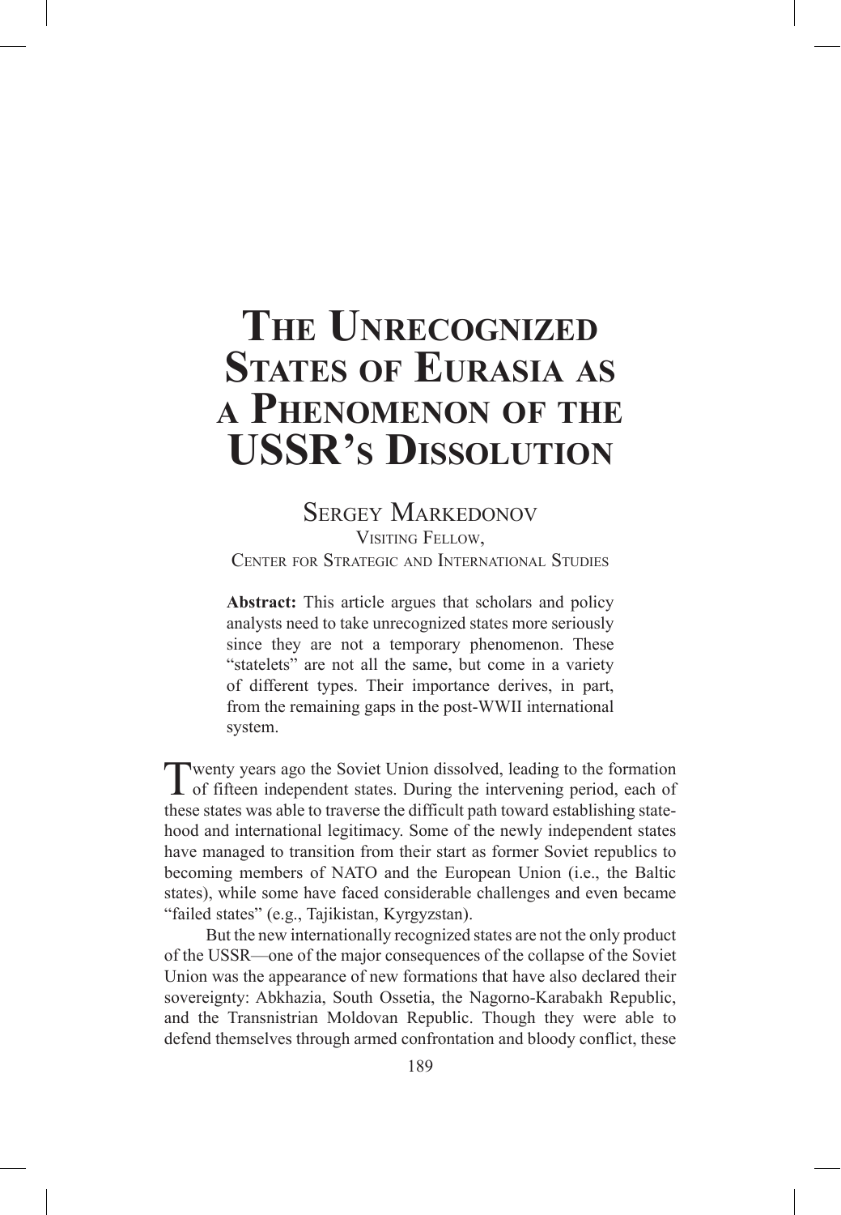# The Unrecognized States of Eurasia as a Phenomenon of the USSR's Dissolution

Sergey Markedonov
Visiting Fellow,
Center for Strategic and International Studies

**Abstract:** This article argues that scholars and policy analysts need to take unrecognized states more seriously since they are not a temporary phenomenon. These "statelets" are not all the same, but come in a variety of different types. Their importance derives, in part, from the remaining gaps in the post-WWII international system.

Twenty years ago the Soviet Union dissolved, leading to the formation of fifteen independent states. During the intervening period, each of these states was able to traverse the difficult path toward establishing statehood and international legitimacy. Some of the newly independent states have managed to transition from their start as former Soviet republics to becoming members of NATO and the European Union (i.e., the Baltic states), while some have faced considerable challenges and even became "failed states" (e.g., Tajikistan, Kyrgyzstan).

But the new internationally recognized states are not the only product of the USSR—one of the major consequences of the collapse of the Soviet Union was the appearance of new formations that have also declared their sovereignty: Abkhazia, South Ossetia, the Nagorno-Karabakh Republic, and the Transnistrian Moldovan Republic. Though they were able to defend themselves through armed confrontation and bloody conflict, these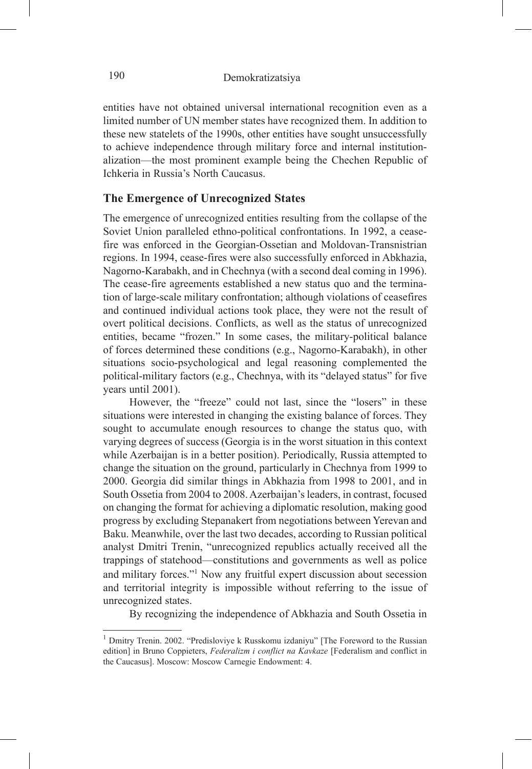entities have not obtained universal international recognition even as a limited number of UN member states have recognized them. In addition to these new statelets of the 1990s, other entities have sought unsuccessfully to achieve independence through military force and internal institutionalization—the most prominent example being the Chechen Republic of Ichkeria in Russia's North Caucasus.

## The Emergence of Unrecognized States

The emergence of unrecognized entities resulting from the collapse of the Soviet Union paralleled ethno-political confrontations. In 1992, a cease-fire was enforced in the Georgian-Ossetian and Moldovan-Transnistrian regions. In 1994, cease-fires were also successfully enforced in Abkhazia, Nagorno-Karabakh, and in Chechnya (with a second deal coming in 1996). The cease-fire agreements established a new status quo and the termination of large-scale military confrontation; although violations of ceasefires and continued individual actions took place, they were not the result of overt political decisions. Conflicts, as well as the status of unrecognized entities, became "frozen." In some cases, the military-political balance of forces determined these conditions (e.g., Nagorno-Karabakh), in other situations socio-psychological and legal reasoning complemented the political-military factors (e.g., Chechnya, with its "delayed status" for five years until 2001).

However, the "freeze" could not last, since the "losers" in these situations were interested in changing the existing balance of forces. They sought to accumulate enough resources to change the status quo, with varying degrees of success (Georgia is in the worst situation in this context while Azerbaijan is in a better position). Periodically, Russia attempted to change the situation on the ground, particularly in Chechnya from 1999 to 2000. Georgia did similar things in Abkhazia from 1998 to 2001, and in South Ossetia from 2004 to 2008. Azerbaijan's leaders, in contrast, focused on changing the format for achieving a diplomatic resolution, making good progress by excluding Stepanakert from negotiations between Yerevan and Baku. Meanwhile, over the last two decades, according to Russian political analyst Dmitri Trenin, "unrecognized republics actually received all the trappings of statehood—constitutions and governments as well as police and military forces."[1] Now any fruitful expert discussion about secession and territorial integrity is impossible without referring to the issue of unrecognized states.

By recognizing the independence of Abkhazia and South Ossetia in

[1] Dmitry Trenin. 2002. "Predisloviye k Russkomu izdaniyu" [The Foreword to the Russian edition] in Bruno Coppieters, *Federalizm i conflict na Kavkaze* [Federalism and conflict in the Caucasus]. Moscow: Moscow Carnegie Endowment: 4.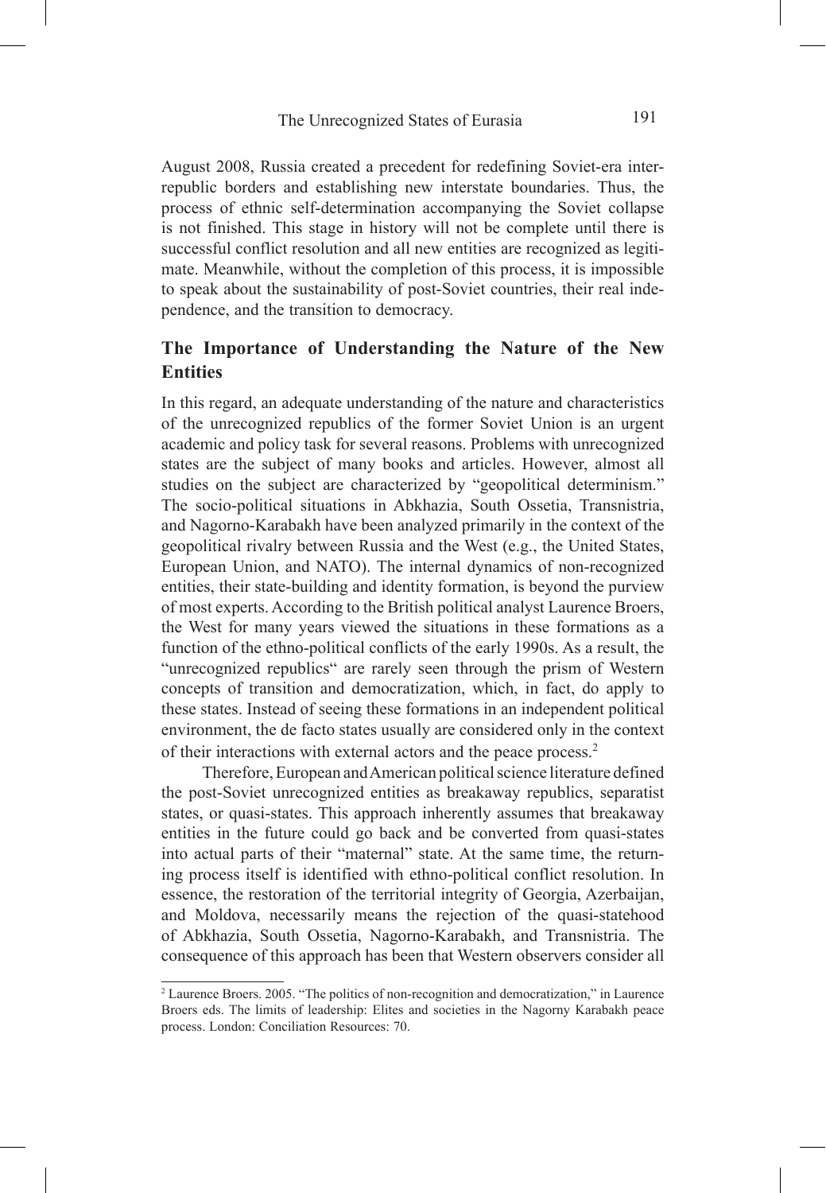August 2008, Russia created a precedent for redefining Soviet-era inter-republic borders and establishing new interstate boundaries. Thus, the process of ethnic self-determination accompanying the Soviet collapse is not finished. This stage in history will not be complete until there is successful conflict resolution and all new entities are recognized as legitimate. Meanwhile, without the completion of this process, it is impossible to speak about the sustainability of post-Soviet countries, their real independence, and the transition to democracy.

## The Importance of Understanding the Nature of the New Entities

In this regard, an adequate understanding of the nature and characteristics of the unrecognized republics of the former Soviet Union is an urgent academic and policy task for several reasons. Problems with unrecognized states are the subject of many books and articles. However, almost all studies on the subject are characterized by "geopolitical determinism." The socio-political situations in Abkhazia, South Ossetia, Transnistria, and Nagorno-Karabakh have been analyzed primarily in the context of the geopolitical rivalry between Russia and the West (e.g., the United States, European Union, and NATO). The internal dynamics of non-recognized entities, their state-building and identity formation, is beyond the purview of most experts. According to the British political analyst Laurence Broers, the West for many years viewed the situations in these formations as a function of the ethno-political conflicts of the early 1990s. As a result, the "unrecognized republics" are rarely seen through the prism of Western concepts of transition and democratization, which, in fact, do apply to these states. Instead of seeing these formations in an independent political environment, the de facto states usually are considered only in the context of their interactions with external actors and the peace process.[2]

Therefore, European and American political science literature defined the post-Soviet unrecognized entities as breakaway republics, separatist states, or quasi-states. This approach inherently assumes that breakaway entities in the future could go back and be converted from quasi-states into actual parts of their "maternal" state. At the same time, the returning process itself is identified with ethno-political conflict resolution. In essence, the restoration of the territorial integrity of Georgia, Azerbaijan, and Moldova, necessarily means the rejection of the quasi-statehood of Abkhazia, South Ossetia, Nagorno-Karabakh, and Transnistria. The consequence of this approach has been that Western observers consider all

[2] Laurence Broers. 2005. "The politics of non-recognition and democratization," in Laurence Broers eds. The limits of leadership: Elites and societies in the Nagorny Karabakh peace process. London: Conciliation Resources: 70.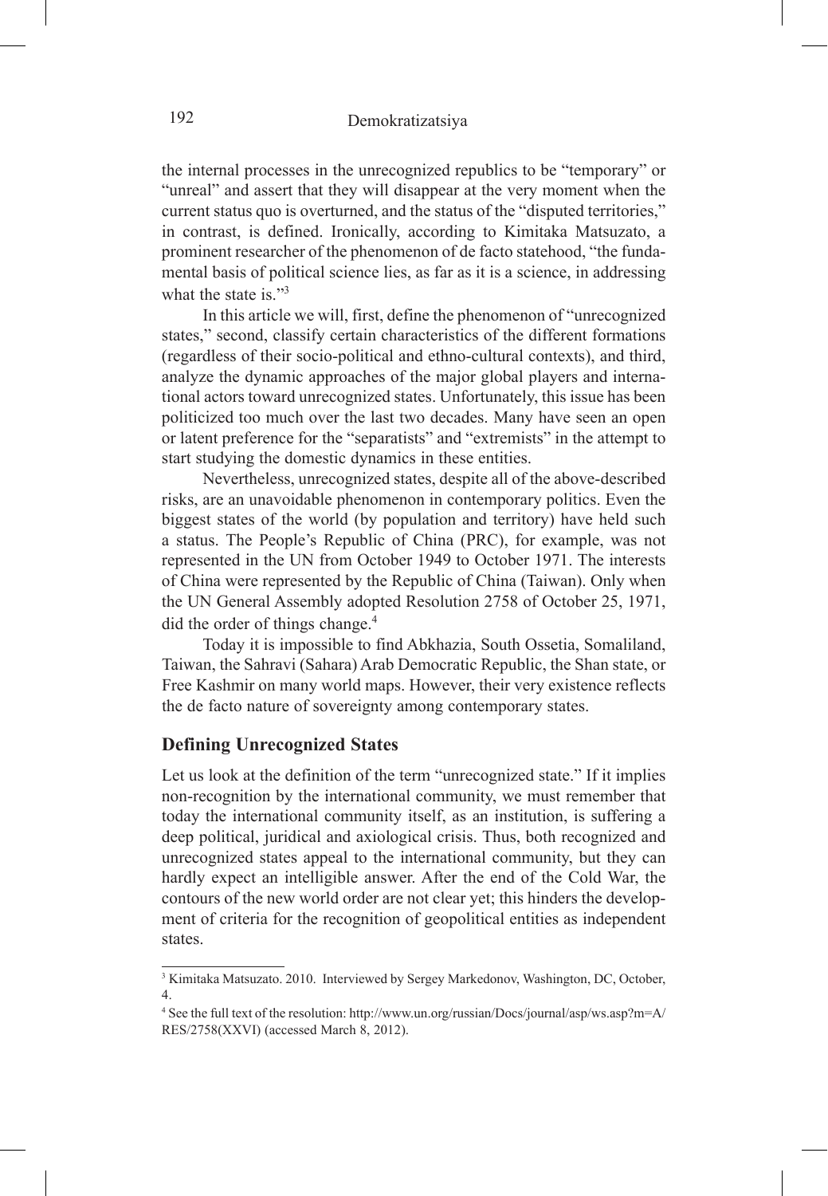the internal processes in the unrecognized republics to be "temporary" or "unreal" and assert that they will disappear at the very moment when the current status quo is overturned, and the status of the "disputed territories," in contrast, is defined. Ironically, according to Kimitaka Matsuzato, a prominent researcher of the phenomenon of de facto statehood, "the fundamental basis of political science lies, as far as it is a science, in addressing what the state is."[3]

In this article we will, first, define the phenomenon of "unrecognized states," second, classify certain characteristics of the different formations (regardless of their socio-political and ethno-cultural contexts), and third, analyze the dynamic approaches of the major global players and international actors toward unrecognized states. Unfortunately, this issue has been politicized too much over the last two decades. Many have seen an open or latent preference for the "separatists" and "extremists" in the attempt to start studying the domestic dynamics in these entities.

Nevertheless, unrecognized states, despite all of the above-described risks, are an unavoidable phenomenon in contemporary politics. Even the biggest states of the world (by population and territory) have held such a status. The People's Republic of China (PRC), for example, was not represented in the UN from October 1949 to October 1971. The interests of China were represented by the Republic of China (Taiwan). Only when the UN General Assembly adopted Resolution 2758 of October 25, 1971, did the order of things change.[4]

Today it is impossible to find Abkhazia, South Ossetia, Somaliland, Taiwan, the Sahravi (Sahara) Arab Democratic Republic, the Shan state, or Free Kashmir on many world maps. However, their very existence reflects the de facto nature of sovereignty among contemporary states.

## Defining Unrecognized States

Let us look at the definition of the term "unrecognized state." If it implies non-recognition by the international community, we must remember that today the international community itself, as an institution, is suffering a deep political, juridical and axiological crisis. Thus, both recognized and unrecognized states appeal to the international community, but they can hardly expect an intelligible answer. After the end of the Cold War, the contours of the new world order are not clear yet; this hinders the development of criteria for the recognition of geopolitical entities as independent states.

---

[3] Kimitaka Matsuzato. 2010. Interviewed by Sergey Markedonov, Washington, DC, October, 4.

[4] See the full text of the resolution: http://www.un.org/russian/Docs/journal/asp/ws.asp?m=A/RES/2758(XXVI) (accessed March 8, 2012).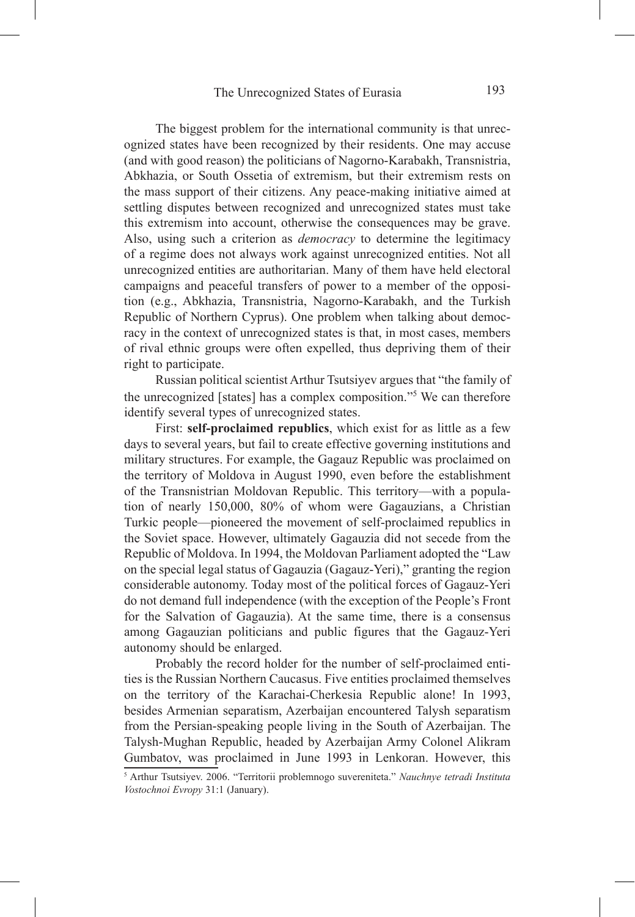The biggest problem for the international community is that unrecognized states have been recognized by their residents. One may accuse (and with good reason) the politicians of Nagorno-Karabakh, Transnistria, Abkhazia, or South Ossetia of extremism, but their extremism rests on the mass support of their citizens. Any peace-making initiative aimed at settling disputes between recognized and unrecognized states must take this extremism into account, otherwise the consequences may be grave. Also, using such a criterion as *democracy* to determine the legitimacy of a regime does not always work against unrecognized entities. Not all unrecognized entities are authoritarian. Many of them have held electoral campaigns and peaceful transfers of power to a member of the opposition (e.g., Abkhazia, Transnistria, Nagorno-Karabakh, and the Turkish Republic of Northern Cyprus). One problem when talking about democracy in the context of unrecognized states is that, in most cases, members of rival ethnic groups were often expelled, thus depriving them of their right to participate.

Russian political scientist Arthur Tsutsiyev argues that "the family of the unrecognized [states] has a complex composition."[5] We can therefore identify several types of unrecognized states.

First: **self-proclaimed republics**, which exist for as little as a few days to several years, but fail to create effective governing institutions and military structures. For example, the Gagauz Republic was proclaimed on the territory of Moldova in August 1990, even before the establishment of the Transnistrian Moldovan Republic. This territory—with a population of nearly 150,000, 80% of whom were Gagauzians, a Christian Turkic people—pioneered the movement of self-proclaimed republics in the Soviet space. However, ultimately Gagauzia did not secede from the Republic of Moldova. In 1994, the Moldovan Parliament adopted the "Law on the special legal status of Gagauzia (Gagauz-Yeri)," granting the region considerable autonomy. Today most of the political forces of Gagauz-Yeri do not demand full independence (with the exception of the People's Front for the Salvation of Gagauzia). At the same time, there is a consensus among Gagauzian politicians and public figures that the Gagauz-Yeri autonomy should be enlarged.

Probably the record holder for the number of self-proclaimed entities is the Russian Northern Caucasus. Five entities proclaimed themselves on the territory of the Karachai-Cherkesia Republic alone! In 1993, besides Armenian separatism, Azerbaijan encountered Talysh separatism from the Persian-speaking people living in the South of Azerbaijan. The Talysh-Mughan Republic, headed by Azerbaijan Army Colonel Alikram Gumbatov, was proclaimed in June 1993 in Lenkoran. However, this

[5] Arthur Tsutsiyev. 2006. "Territorii problemnogo suvereniteta." *Nauchnye tetradi Instituta Vostochnoi Evropy* 31:1 (January).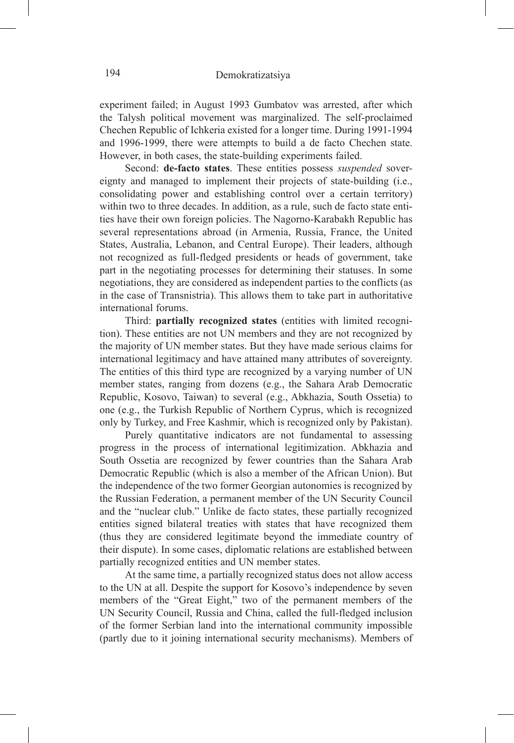experiment failed; in August 1993 Gumbatov was arrested, after which the Talysh political movement was marginalized. The self-proclaimed Chechen Republic of Ichkeria existed for a longer time. During 1991-1994 and 1996-1999, there were attempts to build a de facto Chechen state. However, in both cases, the state-building experiments failed.

Second: **de-facto states**. These entities possess *suspended* sovereignty and managed to implement their projects of state-building (i.e., consolidating power and establishing control over a certain territory) within two to three decades. In addition, as a rule, such de facto state entities have their own foreign policies. The Nagorno-Karabakh Republic has several representations abroad (in Armenia, Russia, France, the United States, Australia, Lebanon, and Central Europe). Their leaders, although not recognized as full-fledged presidents or heads of government, take part in the negotiating processes for determining their statuses. In some negotiations, they are considered as independent parties to the conflicts (as in the case of Transnistria). This allows them to take part in authoritative international forums.

Third: **partially recognized states** (entities with limited recognition). These entities are not UN members and they are not recognized by the majority of UN member states. But they have made serious claims for international legitimacy and have attained many attributes of sovereignty. The entities of this third type are recognized by a varying number of UN member states, ranging from dozens (e.g., the Sahara Arab Democratic Republic, Kosovo, Taiwan) to several (e.g., Abkhazia, South Ossetia) to one (e.g., the Turkish Republic of Northern Cyprus, which is recognized only by Turkey, and Free Kashmir, which is recognized only by Pakistan).

Purely quantitative indicators are not fundamental to assessing progress in the process of international legitimization. Abkhazia and South Ossetia are recognized by fewer countries than the Sahara Arab Democratic Republic (which is also a member of the African Union). But the independence of the two former Georgian autonomies is recognized by the Russian Federation, a permanent member of the UN Security Council and the "nuclear club." Unlike de facto states, these partially recognized entities signed bilateral treaties with states that have recognized them (thus they are considered legitimate beyond the immediate country of their dispute). In some cases, diplomatic relations are established between partially recognized entities and UN member states.

At the same time, a partially recognized status does not allow access to the UN at all. Despite the support for Kosovo's independence by seven members of the "Great Eight," two of the permanent members of the UN Security Council, Russia and China, called the full-fledged inclusion of the former Serbian land into the international community impossible (partly due to it joining international security mechanisms). Members of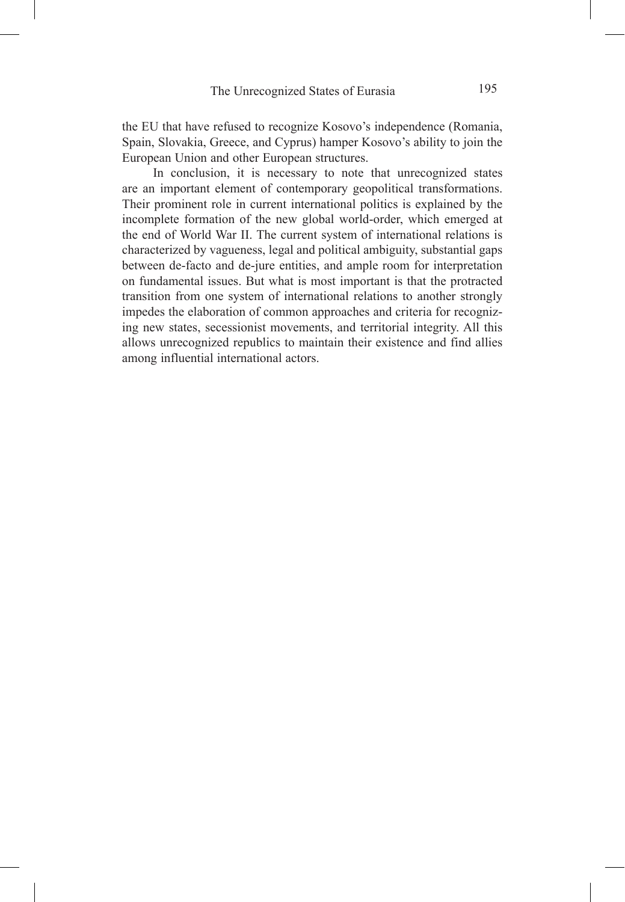the EU that have refused to recognize Kosovo's independence (Romania, Spain, Slovakia, Greece, and Cyprus) hamper Kosovo's ability to join the European Union and other European structures.

In conclusion, it is necessary to note that unrecognized states are an important element of contemporary geopolitical transformations. Their prominent role in current international politics is explained by the incomplete formation of the new global world-order, which emerged at the end of World War II. The current system of international relations is characterized by vagueness, legal and political ambiguity, substantial gaps between de-facto and de-jure entities, and ample room for interpretation on fundamental issues. But what is most important is that the protracted transition from one system of international relations to another strongly impedes the elaboration of common approaches and criteria for recognizing new states, secessionist movements, and territorial integrity. All this allows unrecognized republics to maintain their existence and find allies among influential international actors.